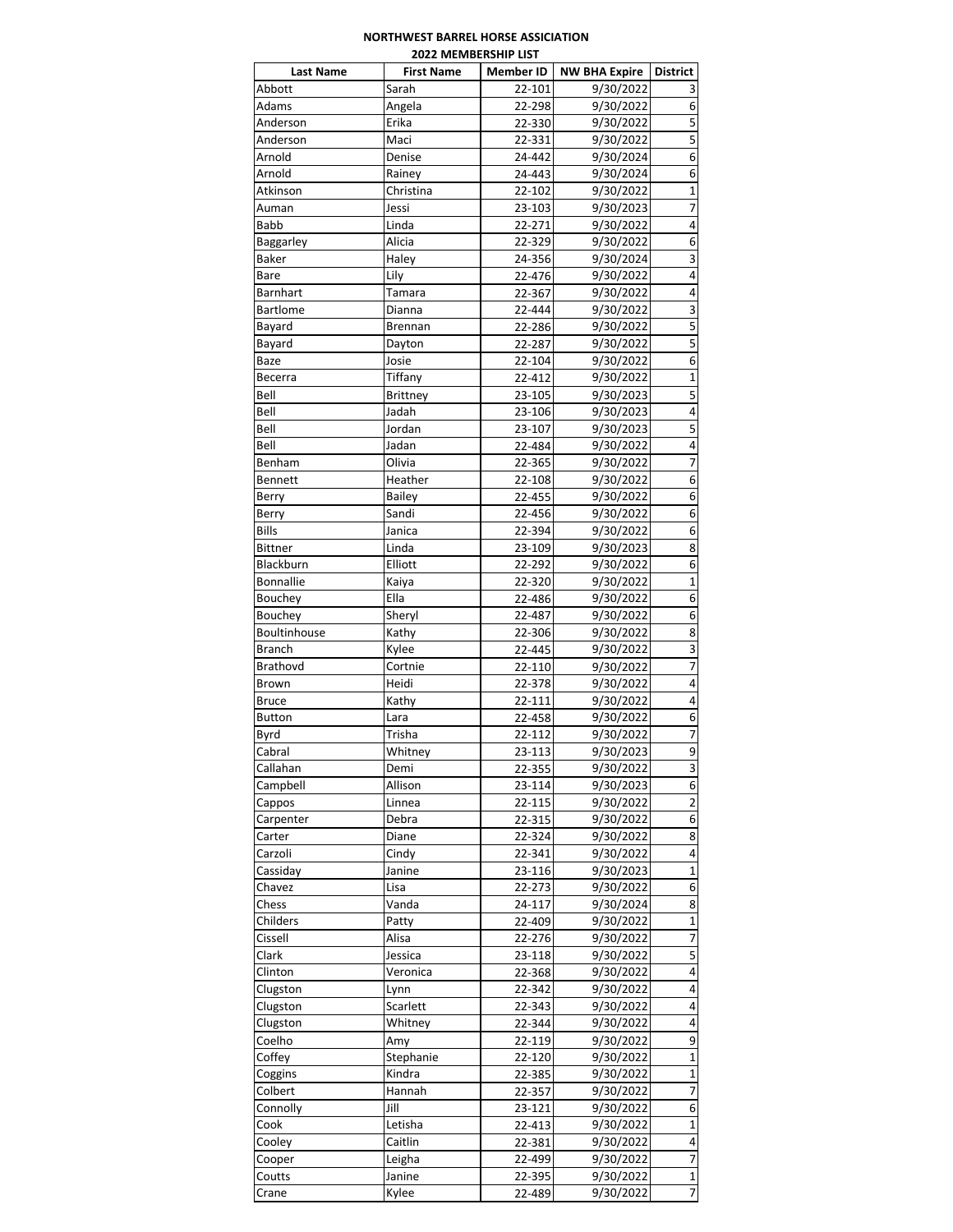**NORTHWEST BARREL HORSE ASSICIATION**

**2022 MEMBERSHIP LIST**

| Last Name | First Name | Member ID | NW BHA Expire | District |
|---|---|---|---|---|
| Abbott | Sarah | 22-101 | 9/30/2022 | 3 |
| Adams | Angela | 22-298 | 9/30/2022 | 6 |
| Anderson | Erika | 22-330 | 9/30/2022 | 5 |
| Anderson | Maci | 22-331 | 9/30/2022 | 5 |
| Arnold | Denise | 24-442 | 9/30/2024 | 6 |
| Arnold | Rainey | 24-443 | 9/30/2024 | 6 |
| Atkinson | Christina | 22-102 | 9/30/2022 | 1 |
| Auman | Jessi | 23-103 | 9/30/2023 | 7 |
| Babb | Linda | 22-271 | 9/30/2022 | 4 |
| Baggarley | Alicia | 22-329 | 9/30/2022 | 6 |
| Baker | Haley | 24-356 | 9/30/2024 | 3 |
| Bare | Lily | 22-476 | 9/30/2022 | 4 |
| Barnhart | Tamara | 22-367 | 9/30/2022 | 4 |
| Bartlome | Dianna | 22-444 | 9/30/2022 | 3 |
| Bayard | Brennan | 22-286 | 9/30/2022 | 5 |
| Bayard | Dayton | 22-287 | 9/30/2022 | 5 |
| Baze | Josie | 22-104 | 9/30/2022 | 6 |
| Becerra | Tiffany | 22-412 | 9/30/2022 | 1 |
| Bell | Brittney | 23-105 | 9/30/2023 | 5 |
| Bell | Jadah | 23-106 | 9/30/2023 | 4 |
| Bell | Jordan | 23-107 | 9/30/2023 | 5 |
| Bell | Jadan | 22-484 | 9/30/2022 | 4 |
| Benham | Olivia | 22-365 | 9/30/2022 | 7 |
| Bennett | Heather | 22-108 | 9/30/2022 | 6 |
| Berry | Bailey | 22-455 | 9/30/2022 | 6 |
| Berry | Sandi | 22-456 | 9/30/2022 | 6 |
| Bills | Janica | 22-394 | 9/30/2022 | 6 |
| Bittner | Linda | 23-109 | 9/30/2023 | 8 |
| Blackburn | Elliott | 22-292 | 9/30/2022 | 6 |
| Bonnallie | Kaiya | 22-320 | 9/30/2022 | 1 |
| Bouchey | Ella | 22-486 | 9/30/2022 | 6 |
| Bouchey | Sheryl | 22-487 | 9/30/2022 | 6 |
| Boultinhouse | Kathy | 22-306 | 9/30/2022 | 8 |
| Branch | Kylee | 22-445 | 9/30/2022 | 3 |
| Brathovd | Cortnie | 22-110 | 9/30/2022 | 7 |
| Brown | Heidi | 22-378 | 9/30/2022 | 4 |
| Bruce | Kathy | 22-111 | 9/30/2022 | 4 |
| Button | Lara | 22-458 | 9/30/2022 | 6 |
| Byrd | Trisha | 22-112 | 9/30/2022 | 7 |
| Cabral | Whitney | 23-113 | 9/30/2023 | 9 |
| Callahan | Demi | 22-355 | 9/30/2022 | 3 |
| Campbell | Allison | 23-114 | 9/30/2023 | 6 |
| Cappos | Linnea | 22-115 | 9/30/2022 | 2 |
| Carpenter | Debra | 22-315 | 9/30/2022 | 6 |
| Carter | Diane | 22-324 | 9/30/2022 | 8 |
| Carzoli | Cindy | 22-341 | 9/30/2022 | 4 |
| Cassiday | Janine | 23-116 | 9/30/2023 | 1 |
| Chavez | Lisa | 22-273 | 9/30/2022 | 6 |
| Chess | Vanda | 24-117 | 9/30/2024 | 8 |
| Childers | Patty | 22-409 | 9/30/2022 | 1 |
| Cissell | Alisa | 22-276 | 9/30/2022 | 7 |
| Clark | Jessica | 23-118 | 9/30/2022 | 5 |
| Clinton | Veronica | 22-368 | 9/30/2022 | 4 |
| Clugston | Lynn | 22-342 | 9/30/2022 | 4 |
| Clugston | Scarlett | 22-343 | 9/30/2022 | 4 |
| Clugston | Whitney | 22-344 | 9/30/2022 | 4 |
| Coelho | Amy | 22-119 | 9/30/2022 | 9 |
| Coffey | Stephanie | 22-120 | 9/30/2022 | 1 |
| Coggins | Kindra | 22-385 | 9/30/2022 | 1 |
| Colbert | Hannah | 22-357 | 9/30/2022 | 7 |
| Connolly | Jill | 23-121 | 9/30/2022 | 6 |
| Cook | Letisha | 22-413 | 9/30/2022 | 1 |
| Cooley | Caitlin | 22-381 | 9/30/2022 | 4 |
| Cooper | Leigha | 22-499 | 9/30/2022 | 7 |
| Coutts | Janine | 22-395 | 9/30/2022 | 1 |
| Crane | Kylee | 22-489 | 9/30/2022 | 7 |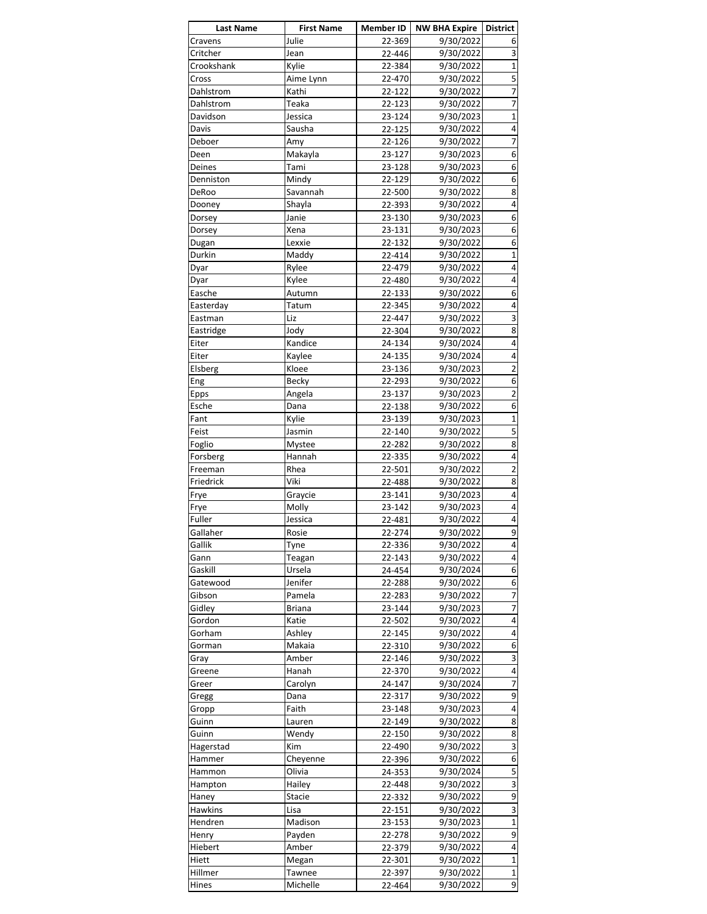| Last Name | First Name | Member ID | NW BHA Expire | District |
|---|---|---|---|---|
| Cravens | Julie | 22-369 | 9/30/2022 | 6 |
| Critcher | Jean | 22-446 | 9/30/2022 | 3 |
| Crookshank | Kylie | 22-384 | 9/30/2022 | 1 |
| Cross | Aime Lynn | 22-470 | 9/30/2022 | 5 |
| Dahlstrom | Kathi | 22-122 | 9/30/2022 | 7 |
| Dahlstrom | Teaka | 22-123 | 9/30/2022 | 7 |
| Davidson | Jessica | 23-124 | 9/30/2023 | 1 |
| Davis | Sausha | 22-125 | 9/30/2022 | 4 |
| Deboer | Amy | 22-126 | 9/30/2022 | 7 |
| Deen | Makayla | 23-127 | 9/30/2023 | 6 |
| Deines | Tami | 23-128 | 9/30/2023 | 6 |
| Denniston | Mindy | 22-129 | 9/30/2022 | 6 |
| DeRoo | Savannah | 22-500 | 9/30/2022 | 8 |
| Dooney | Shayla | 22-393 | 9/30/2022 | 4 |
| Dorsey | Janie | 23-130 | 9/30/2023 | 6 |
| Dorsey | Xena | 23-131 | 9/30/2023 | 6 |
| Dugan | Lexxie | 22-132 | 9/30/2022 | 6 |
| Durkin | Maddy | 22-414 | 9/30/2022 | 1 |
| Dyar | Rylee | 22-479 | 9/30/2022 | 4 |
| Dyar | Kylee | 22-480 | 9/30/2022 | 4 |
| Easche | Autumn | 22-133 | 9/30/2022 | 6 |
| Easterday | Tatum | 22-345 | 9/30/2022 | 4 |
| Eastman | Liz | 22-447 | 9/30/2022 | 3 |
| Eastridge | Jody | 22-304 | 9/30/2022 | 8 |
| Eiter | Kandice | 24-134 | 9/30/2024 | 4 |
| Eiter | Kaylee | 24-135 | 9/30/2024 | 4 |
| Elsberg | Kloee | 23-136 | 9/30/2023 | 2 |
| Eng | Becky | 22-293 | 9/30/2022 | 6 |
| Epps | Angela | 23-137 | 9/30/2023 | 2 |
| Esche | Dana | 22-138 | 9/30/2022 | 6 |
| Fant | Kylie | 23-139 | 9/30/2023 | 1 |
| Feist | Jasmin | 22-140 | 9/30/2022 | 5 |
| Foglio | Mystee | 22-282 | 9/30/2022 | 8 |
| Forsberg | Hannah | 22-335 | 9/30/2022 | 4 |
| Freeman | Rhea | 22-501 | 9/30/2022 | 2 |
| Friedrick | Viki | 22-488 | 9/30/2022 | 8 |
| Frye | Graycie | 23-141 | 9/30/2023 | 4 |
| Frye | Molly | 23-142 | 9/30/2023 | 4 |
| Fuller | Jessica | 22-481 | 9/30/2022 | 4 |
| Gallaher | Rosie | 22-274 | 9/30/2022 | 9 |
| Gallik | Tyne | 22-336 | 9/30/2022 | 4 |
| Gann | Teagan | 22-143 | 9/30/2022 | 4 |
| Gaskill | Ursela | 24-454 | 9/30/2024 | 6 |
| Gatewood | Jenifer | 22-288 | 9/30/2022 | 6 |
| Gibson | Pamela | 22-283 | 9/30/2022 | 7 |
| Gidley | Briana | 23-144 | 9/30/2023 | 7 |
| Gordon | Katie | 22-502 | 9/30/2022 | 4 |
| Gorham | Ashley | 22-145 | 9/30/2022 | 4 |
| Gorman | Makaia | 22-310 | 9/30/2022 | 6 |
| Gray | Amber | 22-146 | 9/30/2022 | 3 |
| Greene | Hanah | 22-370 | 9/30/2022 | 4 |
| Greer | Carolyn | 24-147 | 9/30/2024 | 7 |
| Gregg | Dana | 22-317 | 9/30/2022 | 9 |
| Gropp | Faith | 23-148 | 9/30/2023 | 4 |
| Guinn | Lauren | 22-149 | 9/30/2022 | 8 |
| Guinn | Wendy | 22-150 | 9/30/2022 | 8 |
| Hagerstad | Kim | 22-490 | 9/30/2022 | 3 |
| Hammer | Cheyenne | 22-396 | 9/30/2022 | 6 |
| Hammon | Olivia | 24-353 | 9/30/2024 | 5 |
| Hampton | Hailey | 22-448 | 9/30/2022 | 3 |
| Haney | Stacie | 22-332 | 9/30/2022 | 9 |
| Hawkins | Lisa | 22-151 | 9/30/2022 | 3 |
| Hendren | Madison | 23-153 | 9/30/2023 | 1 |
| Henry | Payden | 22-278 | 9/30/2022 | 9 |
| Hiebert | Amber | 22-379 | 9/30/2022 | 4 |
| Hiett | Megan | 22-301 | 9/30/2022 | 1 |
| Hillmer | Tawnee | 22-397 | 9/30/2022 | 1 |
| Hines | Michelle | 22-464 | 9/30/2022 | 9 |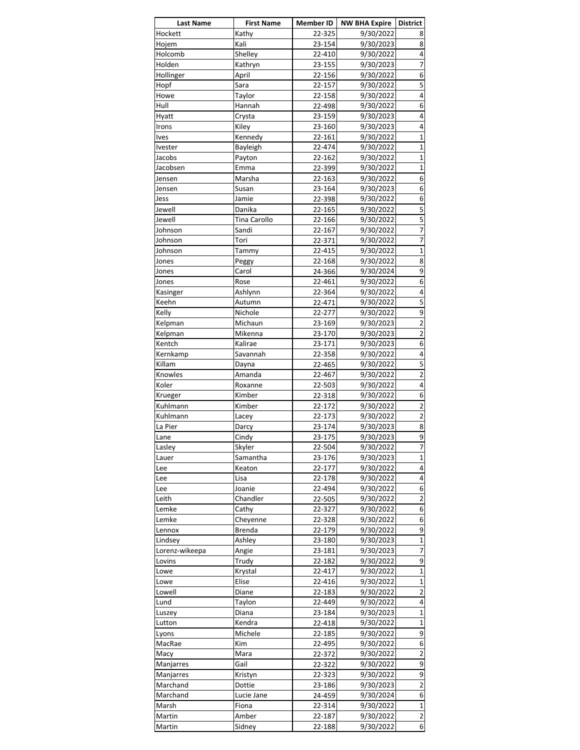| Last Name | First Name | Member ID | NW BHA Expire | District |
|---|---|---|---|---|
| Hockett | Kathy | 22-325 | 9/30/2022 | 8 |
| Hojem | Kali | 23-154 | 9/30/2023 | 8 |
| Holcomb | Shelley | 22-410 | 9/30/2022 | 4 |
| Holden | Kathryn | 23-155 | 9/30/2023 | 7 |
| Hollinger | April | 22-156 | 9/30/2022 | 6 |
| Hopf | Sara | 22-157 | 9/30/2022 | 5 |
| Howe | Taylor | 22-158 | 9/30/2022 | 4 |
| Hull | Hannah | 22-498 | 9/30/2022 | 6 |
| Hyatt | Crysta | 23-159 | 9/30/2023 | 4 |
| Irons | Kiley | 23-160 | 9/30/2023 | 4 |
| Ives | Kennedy | 22-161 | 9/30/2022 | 1 |
| Ivester | Bayleigh | 22-474 | 9/30/2022 | 1 |
| Jacobs | Payton | 22-162 | 9/30/2022 | 1 |
| Jacobsen | Emma | 22-399 | 9/30/2022 | 1 |
| Jensen | Marsha | 22-163 | 9/30/2022 | 6 |
| Jensen | Susan | 23-164 | 9/30/2023 | 6 |
| Jess | Jamie | 22-398 | 9/30/2022 | 6 |
| Jewell | Danika | 22-165 | 9/30/2022 | 5 |
| Jewell | Tina Carollo | 22-166 | 9/30/2022 | 5 |
| Johnson | Sandi | 22-167 | 9/30/2022 | 7 |
| Johnson | Tori | 22-371 | 9/30/2022 | 7 |
| Johnson | Tammy | 22-415 | 9/30/2022 | 1 |
| Jones | Peggy | 22-168 | 9/30/2022 | 8 |
| Jones | Carol | 24-366 | 9/30/2024 | 9 |
| Jones | Rose | 22-461 | 9/30/2022 | 6 |
| Kasinger | Ashlynn | 22-364 | 9/30/2022 | 4 |
| Keehn | Autumn | 22-471 | 9/30/2022 | 5 |
| Kelly | Nichole | 22-277 | 9/30/2022 | 9 |
| Kelpman | Michaun | 23-169 | 9/30/2023 | 2 |
| Kelpman | Mikenna | 23-170 | 9/30/2023 | 2 |
| Kentch | Kalirae | 23-171 | 9/30/2023 | 6 |
| Kernkamp | Savannah | 22-358 | 9/30/2022 | 4 |
| Killam | Dayna | 22-465 | 9/30/2022 | 5 |
| Knowles | Amanda | 22-467 | 9/30/2022 | 2 |
| Koler | Roxanne | 22-503 | 9/30/2022 | 4 |
| Krueger | Kimber | 22-318 | 9/30/2022 | 6 |
| Kuhlmann | Kimber | 22-172 | 9/30/2022 | 2 |
| Kuhlmann | Lacey | 22-173 | 9/30/2022 | 2 |
| La Pier | Darcy | 23-174 | 9/30/2023 | 8 |
| Lane | Cindy | 23-175 | 9/30/2023 | 9 |
| Lasley | Skyler | 22-504 | 9/30/2022 | 7 |
| Lauer | Samantha | 23-176 | 9/30/2023 | 1 |
| Lee | Keaton | 22-177 | 9/30/2022 | 4 |
| Lee | Lisa | 22-178 | 9/30/2022 | 4 |
| Lee | Joanie | 22-494 | 9/30/2022 | 6 |
| Leith | Chandler | 22-505 | 9/30/2022 | 2 |
| Lemke | Cathy | 22-327 | 9/30/2022 | 6 |
| Lemke | Cheyenne | 22-328 | 9/30/2022 | 6 |
| Lennox | Brenda | 22-179 | 9/30/2022 | 9 |
| Lindsey | Ashley | 23-180 | 9/30/2023 | 1 |
| Lorenz-wikeepa | Angie | 23-181 | 9/30/2023 | 7 |
| Lovins | Trudy | 22-182 | 9/30/2022 | 9 |
| Lowe | Krystal | 22-417 | 9/30/2022 | 1 |
| Lowe | Elise | 22-416 | 9/30/2022 | 1 |
| Lowell | Diane | 22-183 | 9/30/2022 | 2 |
| Lund | Taylon | 22-449 | 9/30/2022 | 4 |
| Luszey | Diana | 23-184 | 9/30/2023 | 1 |
| Lutton | Kendra | 22-418 | 9/30/2022 | 1 |
| Lyons | Michele | 22-185 | 9/30/2022 | 9 |
| MacRae | Kim | 22-495 | 9/30/2022 | 6 |
| Macy | Mara | 22-372 | 9/30/2022 | 2 |
| Manjarres | Gail | 22-322 | 9/30/2022 | 9 |
| Manjarres | Kristyn | 22-323 | 9/30/2022 | 9 |
| Marchand | Dottie | 23-186 | 9/30/2023 | 2 |
| Marchand | Lucie Jane | 24-459 | 9/30/2024 | 6 |
| Marsh | Fiona | 22-314 | 9/30/2022 | 1 |
| Martin | Amber | 22-187 | 9/30/2022 | 2 |
| Martin | Sidney | 22-188 | 9/30/2022 | 6 |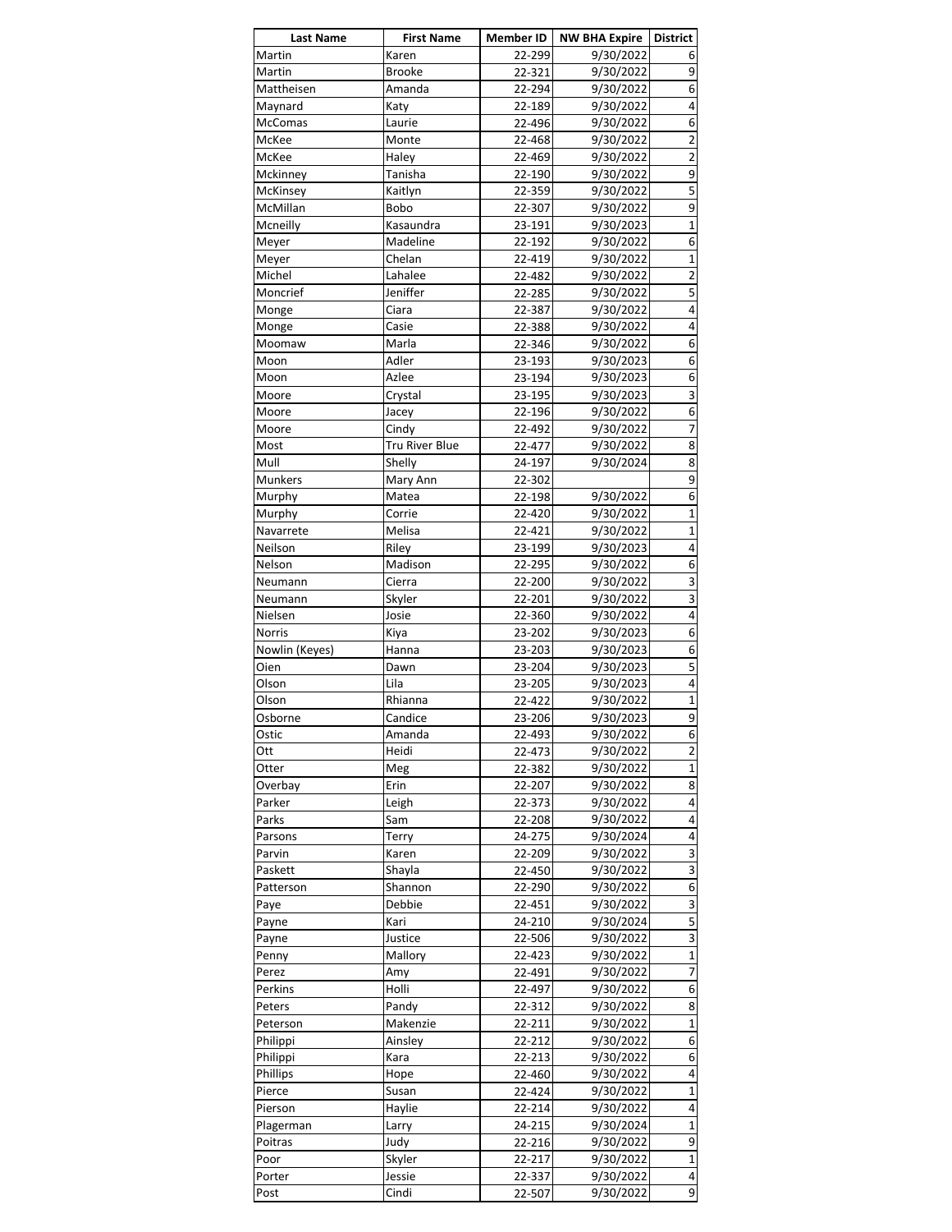| Last Name | First Name | Member ID | NW BHA Expire | District |
|---|---|---|---|---|
| Martin | Karen | 22-299 | 9/30/2022 | 6 |
| Martin | Brooke | 22-321 | 9/30/2022 | 9 |
| Mattheisen | Amanda | 22-294 | 9/30/2022 | 6 |
| Maynard | Katy | 22-189 | 9/30/2022 | 4 |
| McComas | Laurie | 22-496 | 9/30/2022 | 6 |
| McKee | Monte | 22-468 | 9/30/2022 | 2 |
| McKee | Haley | 22-469 | 9/30/2022 | 2 |
| Mckinney | Tanisha | 22-190 | 9/30/2022 | 9 |
| McKinsey | Kaitlyn | 22-359 | 9/30/2022 | 5 |
| McMillan | Bobo | 22-307 | 9/30/2022 | 9 |
| Mcneilly | Kasaundra | 23-191 | 9/30/2023 | 1 |
| Meyer | Madeline | 22-192 | 9/30/2022 | 6 |
| Meyer | Chelan | 22-419 | 9/30/2022 | 1 |
| Michel | Lahalee | 22-482 | 9/30/2022 | 2 |
| Moncrief | Jeniffer | 22-285 | 9/30/2022 | 5 |
| Monge | Ciara | 22-387 | 9/30/2022 | 4 |
| Monge | Casie | 22-388 | 9/30/2022 | 4 |
| Moomaw | Marla | 22-346 | 9/30/2022 | 6 |
| Moon | Adler | 23-193 | 9/30/2023 | 6 |
| Moon | Azlee | 23-194 | 9/30/2023 | 6 |
| Moore | Crystal | 23-195 | 9/30/2023 | 3 |
| Moore | Jacey | 22-196 | 9/30/2022 | 6 |
| Moore | Cindy | 22-492 | 9/30/2022 | 7 |
| Most | Tru River Blue | 22-477 | 9/30/2022 | 8 |
| Mull | Shelly | 24-197 | 9/30/2024 | 8 |
| Munkers | Mary Ann | 22-302 | | 9 |
| Murphy | Matea | 22-198 | 9/30/2022 | 6 |
| Murphy | Corrie | 22-420 | 9/30/2022 | 1 |
| Navarrete | Melisa | 22-421 | 9/30/2022 | 1 |
| Neilson | Riley | 23-199 | 9/30/2023 | 4 |
| Nelson | Madison | 22-295 | 9/30/2022 | 6 |
| Neumann | Cierra | 22-200 | 9/30/2022 | 3 |
| Neumann | Skyler | 22-201 | 9/30/2022 | 3 |
| Nielsen | Josie | 22-360 | 9/30/2022 | 4 |
| Norris | Kiya | 23-202 | 9/30/2023 | 6 |
| Nowlin (Keyes) | Hanna | 23-203 | 9/30/2023 | 6 |
| Oien | Dawn | 23-204 | 9/30/2023 | 5 |
| Olson | Lila | 23-205 | 9/30/2023 | 4 |
| Olson | Rhianna | 22-422 | 9/30/2022 | 1 |
| Osborne | Candice | 23-206 | 9/30/2023 | 9 |
| Ostic | Amanda | 22-493 | 9/30/2022 | 6 |
| Ott | Heidi | 22-473 | 9/30/2022 | 2 |
| Otter | Meg | 22-382 | 9/30/2022 | 1 |
| Overbay | Erin | 22-207 | 9/30/2022 | 8 |
| Parker | Leigh | 22-373 | 9/30/2022 | 4 |
| Parks | Sam | 22-208 | 9/30/2022 | 4 |
| Parsons | Terry | 24-275 | 9/30/2024 | 4 |
| Parvin | Karen | 22-209 | 9/30/2022 | 3 |
| Paskett | Shayla | 22-450 | 9/30/2022 | 3 |
| Patterson | Shannon | 22-290 | 9/30/2022 | 6 |
| Paye | Debbie | 22-451 | 9/30/2022 | 3 |
| Payne | Kari | 24-210 | 9/30/2024 | 5 |
| Payne | Justice | 22-506 | 9/30/2022 | 3 |
| Penny | Mallory | 22-423 | 9/30/2022 | 1 |
| Perez | Amy | 22-491 | 9/30/2022 | 7 |
| Perkins | Holli | 22-497 | 9/30/2022 | 6 |
| Peters | Pandy | 22-312 | 9/30/2022 | 8 |
| Peterson | Makenzie | 22-211 | 9/30/2022 | 1 |
| Philippi | Ainsley | 22-212 | 9/30/2022 | 6 |
| Philippi | Kara | 22-213 | 9/30/2022 | 6 |
| Phillips | Hope | 22-460 | 9/30/2022 | 4 |
| Pierce | Susan | 22-424 | 9/30/2022 | 1 |
| Pierson | Haylie | 22-214 | 9/30/2022 | 4 |
| Plagerman | Larry | 24-215 | 9/30/2024 | 1 |
| Poitras | Judy | 22-216 | 9/30/2022 | 9 |
| Poor | Skyler | 22-217 | 9/30/2022 | 1 |
| Porter | Jessie | 22-337 | 9/30/2022 | 4 |
| Post | Cindi | 22-507 | 9/30/2022 | 9 |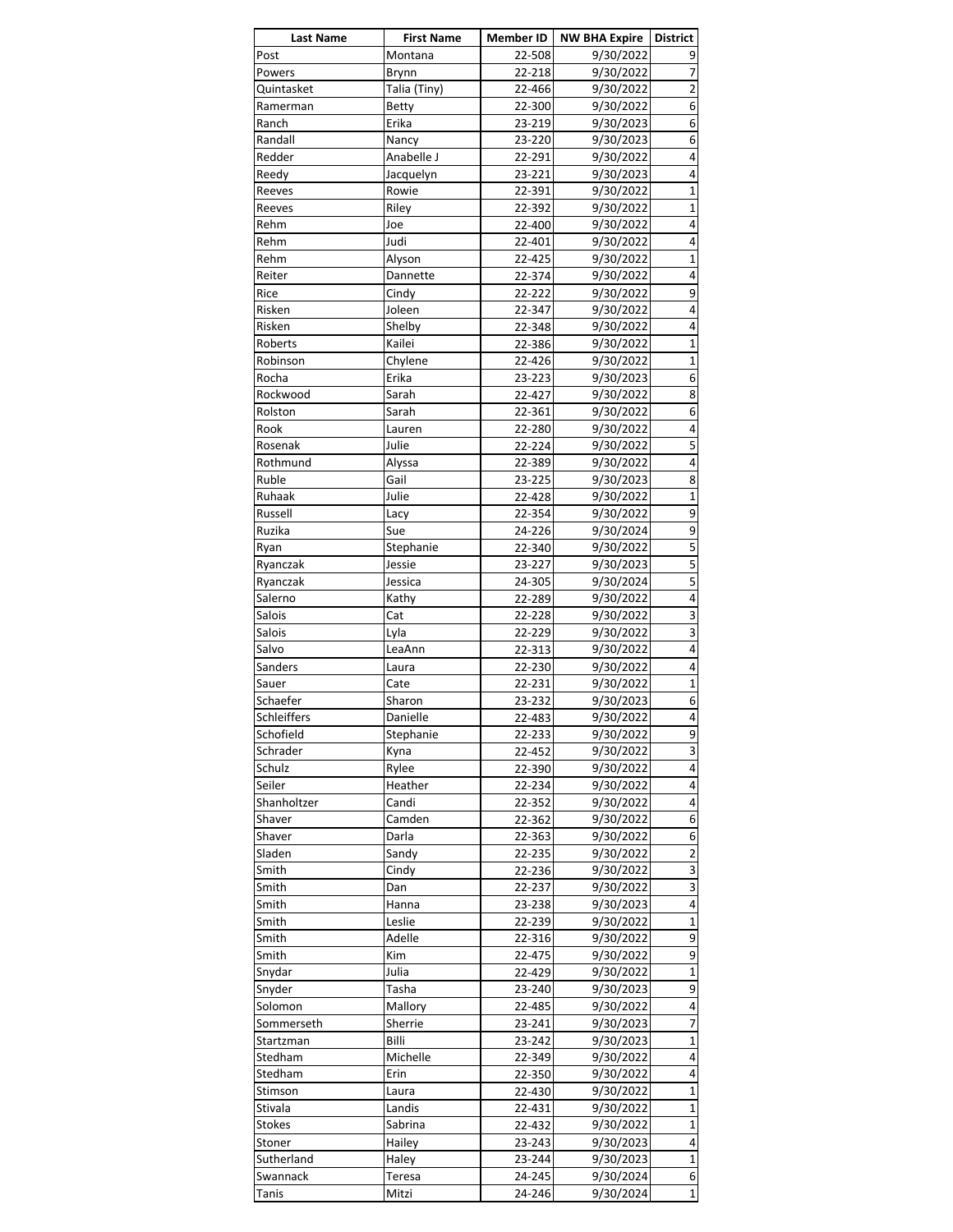| Last Name | First Name | Member ID | NW BHA Expire | District |
|---|---|---|---|---|
| Post | Montana | 22-508 | 9/30/2022 | 9 |
| Powers | Brynn | 22-218 | 9/30/2022 | 7 |
| Quintasket | Talia (Tiny) | 22-466 | 9/30/2022 | 2 |
| Ramerman | Betty | 22-300 | 9/30/2022 | 6 |
| Ranch | Erika | 23-219 | 9/30/2023 | 6 |
| Randall | Nancy | 23-220 | 9/30/2023 | 6 |
| Redder | Anabelle J | 22-291 | 9/30/2022 | 4 |
| Reedy | Jacquelyn | 23-221 | 9/30/2023 | 4 |
| Reeves | Rowie | 22-391 | 9/30/2022 | 1 |
| Reeves | Riley | 22-392 | 9/30/2022 | 1 |
| Rehm | Joe | 22-400 | 9/30/2022 | 4 |
| Rehm | Judi | 22-401 | 9/30/2022 | 4 |
| Rehm | Alyson | 22-425 | 9/30/2022 | 1 |
| Reiter | Dannette | 22-374 | 9/30/2022 | 4 |
| Rice | Cindy | 22-222 | 9/30/2022 | 9 |
| Risken | Joleen | 22-347 | 9/30/2022 | 4 |
| Risken | Shelby | 22-348 | 9/30/2022 | 4 |
| Roberts | Kailei | 22-386 | 9/30/2022 | 1 |
| Robinson | Chylene | 22-426 | 9/30/2022 | 1 |
| Rocha | Erika | 23-223 | 9/30/2023 | 6 |
| Rockwood | Sarah | 22-427 | 9/30/2022 | 8 |
| Rolston | Sarah | 22-361 | 9/30/2022 | 6 |
| Rook | Lauren | 22-280 | 9/30/2022 | 4 |
| Rosenak | Julie | 22-224 | 9/30/2022 | 5 |
| Rothmund | Alyssa | 22-389 | 9/30/2022 | 4 |
| Ruble | Gail | 23-225 | 9/30/2023 | 8 |
| Ruhaak | Julie | 22-428 | 9/30/2022 | 1 |
| Russell | Lacy | 22-354 | 9/30/2022 | 9 |
| Ruzika | Sue | 24-226 | 9/30/2024 | 9 |
| Ryan | Stephanie | 22-340 | 9/30/2022 | 5 |
| Ryanczak | Jessie | 23-227 | 9/30/2023 | 5 |
| Ryanczak | Jessica | 24-305 | 9/30/2024 | 5 |
| Salerno | Kathy | 22-289 | 9/30/2022 | 4 |
| Salois | Cat | 22-228 | 9/30/2022 | 3 |
| Salois | Lyla | 22-229 | 9/30/2022 | 3 |
| Salvo | LeaAnn | 22-313 | 9/30/2022 | 4 |
| Sanders | Laura | 22-230 | 9/30/2022 | 4 |
| Sauer | Cate | 22-231 | 9/30/2022 | 1 |
| Schaefer | Sharon | 23-232 | 9/30/2023 | 6 |
| Schleiffers | Danielle | 22-483 | 9/30/2022 | 4 |
| Schofield | Stephanie | 22-233 | 9/30/2022 | 9 |
| Schrader | Kyna | 22-452 | 9/30/2022 | 3 |
| Schulz | Rylee | 22-390 | 9/30/2022 | 4 |
| Seiler | Heather | 22-234 | 9/30/2022 | 4 |
| Shanholtzer | Candi | 22-352 | 9/30/2022 | 4 |
| Shaver | Camden | 22-362 | 9/30/2022 | 6 |
| Shaver | Darla | 22-363 | 9/30/2022 | 6 |
| Sladen | Sandy | 22-235 | 9/30/2022 | 2 |
| Smith | Cindy | 22-236 | 9/30/2022 | 3 |
| Smith | Dan | 22-237 | 9/30/2022 | 3 |
| Smith | Hanna | 23-238 | 9/30/2023 | 4 |
| Smith | Leslie | 22-239 | 9/30/2022 | 1 |
| Smith | Adelle | 22-316 | 9/30/2022 | 9 |
| Smith | Kim | 22-475 | 9/30/2022 | 9 |
| Snydar | Julia | 22-429 | 9/30/2022 | 1 |
| Snyder | Tasha | 23-240 | 9/30/2023 | 9 |
| Solomon | Mallory | 22-485 | 9/30/2022 | 4 |
| Sommerseth | Sherrie | 23-241 | 9/30/2023 | 7 |
| Startzman | Billi | 23-242 | 9/30/2023 | 1 |
| Stedham | Michelle | 22-349 | 9/30/2022 | 4 |
| Stedham | Erin | 22-350 | 9/30/2022 | 4 |
| Stimson | Laura | 22-430 | 9/30/2022 | 1 |
| Stivala | Landis | 22-431 | 9/30/2022 | 1 |
| Stokes | Sabrina | 22-432 | 9/30/2022 | 1 |
| Stoner | Hailey | 23-243 | 9/30/2023 | 4 |
| Sutherland | Haley | 23-244 | 9/30/2023 | 1 |
| Swannack | Teresa | 24-245 | 9/30/2024 | 6 |
| Tanis | Mitzi | 24-246 | 9/30/2024 | 1 |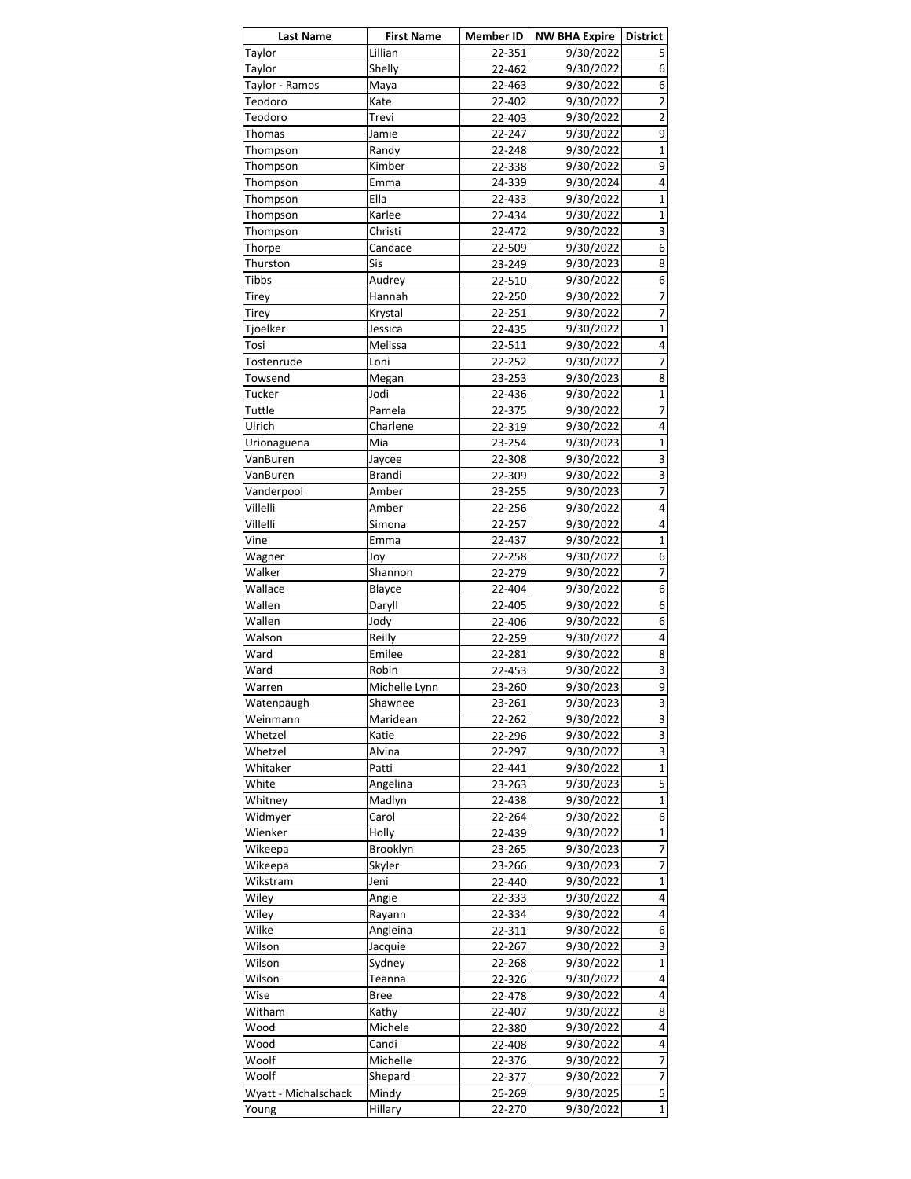| Last Name | First Name | Member ID | NW BHA Expire | District |
| --- | --- | --- | --- | --- |
| Taylor | Lillian | 22-351 | 9/30/2022 | 5 |
| Taylor | Shelly | 22-462 | 9/30/2022 | 6 |
| Taylor - Ramos | Maya | 22-463 | 9/30/2022 | 6 |
| Teodoro | Kate | 22-402 | 9/30/2022 | 2 |
| Teodoro | Trevi | 22-403 | 9/30/2022 | 2 |
| Thomas | Jamie | 22-247 | 9/30/2022 | 9 |
| Thompson | Randy | 22-248 | 9/30/2022 | 1 |
| Thompson | Kimber | 22-338 | 9/30/2022 | 9 |
| Thompson | Emma | 24-339 | 9/30/2024 | 4 |
| Thompson | Ella | 22-433 | 9/30/2022 | 1 |
| Thompson | Karlee | 22-434 | 9/30/2022 | 1 |
| Thompson | Christi | 22-472 | 9/30/2022 | 3 |
| Thorpe | Candace | 22-509 | 9/30/2022 | 6 |
| Thurston | Sis | 23-249 | 9/30/2023 | 8 |
| Tibbs | Audrey | 22-510 | 9/30/2022 | 6 |
| Tirey | Hannah | 22-250 | 9/30/2022 | 7 |
| Tirey | Krystal | 22-251 | 9/30/2022 | 7 |
| Tjoelker | Jessica | 22-435 | 9/30/2022 | 1 |
| Tosi | Melissa | 22-511 | 9/30/2022 | 4 |
| Tostenrude | Loni | 22-252 | 9/30/2022 | 7 |
| Towsend | Megan | 23-253 | 9/30/2023 | 8 |
| Tucker | Jodi | 22-436 | 9/30/2022 | 1 |
| Tuttle | Pamela | 22-375 | 9/30/2022 | 7 |
| Ulrich | Charlene | 22-319 | 9/30/2022 | 4 |
| Urionaguena | Mia | 23-254 | 9/30/2023 | 1 |
| VanBuren | Jaycee | 22-308 | 9/30/2022 | 3 |
| VanBuren | Brandi | 22-309 | 9/30/2022 | 3 |
| Vanderpool | Amber | 23-255 | 9/30/2023 | 7 |
| Villelli | Amber | 22-256 | 9/30/2022 | 4 |
| Villelli | Simona | 22-257 | 9/30/2022 | 4 |
| Vine | Emma | 22-437 | 9/30/2022 | 1 |
| Wagner | Joy | 22-258 | 9/30/2022 | 6 |
| Walker | Shannon | 22-279 | 9/30/2022 | 7 |
| Wallace | Blayce | 22-404 | 9/30/2022 | 6 |
| Wallen | Daryll | 22-405 | 9/30/2022 | 6 |
| Wallen | Jody | 22-406 | 9/30/2022 | 6 |
| Walson | Reilly | 22-259 | 9/30/2022 | 4 |
| Ward | Emilee | 22-281 | 9/30/2022 | 8 |
| Ward | Robin | 22-453 | 9/30/2022 | 3 |
| Warren | Michelle Lynn | 23-260 | 9/30/2023 | 9 |
| Watenpaugh | Shawnee | 23-261 | 9/30/2023 | 3 |
| Weinmann | Maridean | 22-262 | 9/30/2022 | 3 |
| Whetzel | Katie | 22-296 | 9/30/2022 | 3 |
| Whetzel | Alvina | 22-297 | 9/30/2022 | 3 |
| Whitaker | Patti | 22-441 | 9/30/2022 | 1 |
| White | Angelina | 23-263 | 9/30/2023 | 5 |
| Whitney | Madlyn | 22-438 | 9/30/2022 | 1 |
| Widmyer | Carol | 22-264 | 9/30/2022 | 6 |
| Wienker | Holly | 22-439 | 9/30/2022 | 1 |
| Wikeepa | Brooklyn | 23-265 | 9/30/2023 | 7 |
| Wikeepa | Skyler | 23-266 | 9/30/2023 | 7 |
| Wikstram | Jeni | 22-440 | 9/30/2022 | 1 |
| Wiley | Angie | 22-333 | 9/30/2022 | 4 |
| Wiley | Rayann | 22-334 | 9/30/2022 | 4 |
| Wilke | Angleina | 22-311 | 9/30/2022 | 6 |
| Wilson | Jacquie | 22-267 | 9/30/2022 | 3 |
| Wilson | Sydney | 22-268 | 9/30/2022 | 1 |
| Wilson | Teanna | 22-326 | 9/30/2022 | 4 |
| Wise | Bree | 22-478 | 9/30/2022 | 4 |
| Witham | Kathy | 22-407 | 9/30/2022 | 8 |
| Wood | Michele | 22-380 | 9/30/2022 | 4 |
| Wood | Candi | 22-408 | 9/30/2022 | 4 |
| Woolf | Michelle | 22-376 | 9/30/2022 | 7 |
| Woolf | Shepard | 22-377 | 9/30/2022 | 7 |
| Wyatt - Michalschack | Mindy | 25-269 | 9/30/2025 | 5 |
| Young | Hillary | 22-270 | 9/30/2022 | 1 |